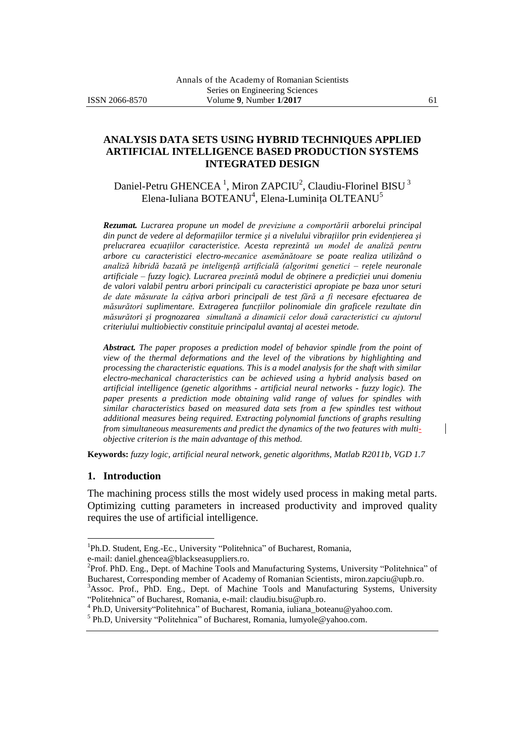# ANALYSIS DATA SETS USING HYBRID TECHNIQUES APPLIED ARTIFICIAL INTELLIGENCE BASED PRODUCTION SYSTEMS INTEGRATED DESIGN

Daniel-Petru GHENCEA [1], Miron ZAPCIU[2], Claudiu-Florinel BISU [3]
Elena-Iuliana BOTEANU[4], Elena-Luminița OLTEANU[5]

***Rezumat.*** *Lucrarea propune un model de previziune a comportării arborelui principal din punct de vedere al deformațiilor termice și a nivelului vibrațiilor prin evidențierea și prelucrarea ecuațiilor caracteristice. Acesta reprezintă un model de analiză pentru arbore cu caracteristici electro-mecanice asemănătoare se poate realiza utilizând o analiză hibridă bazată pe inteligență artificială (algoritmi genetici – rețele neuronale artificiale – fuzzy logic). Lucrarea prezintă modul de obținere a predicției unui domeniu de valori valabil pentru arbori principali cu caracteristici apropiate pe baza unor seturi de date măsurate la câțiva arbori principali de test fără a fi necesare efectuarea de măsurători suplimentare. Extragerea funcțiilor polinomiale din graficele rezultate din măsurători și prognozarea simultană a dinamicii celor două caracteristici cu ajutorul criteriului multiobiectiv constituie principalul avantaj al acestei metode.*

***Abstract.*** *The paper proposes a prediction model of behavior spindle from the point of view of the thermal deformations and the level of the vibrations by highlighting and processing the characteristic equations. This is a model analysis for the shaft with similar electro-mechanical characteristics can be achieved using a hybrid analysis based on artificial intelligence (genetic algorithms - artificial neural networks - fuzzy logic). The paper presents a prediction mode obtaining valid range of values for spindles with similar characteristics based on measured data sets from a few spindles test without additional measures being required. Extracting polynomial functions of graphs resulting from simultaneous measurements and predict the dynamics of the two features with multi-objective criterion is the main advantage of this method.*

**Keywords:** *fuzzy logic, artificial neural network, genetic algorithms, Matlab R2011b, VGD 1.7*

## 1. Introduction

The machining process stills the most widely used process in making metal parts. Optimizing cutting parameters in increased productivity and improved quality requires the use of artificial intelligence.

---

[1] Ph.D. Student, Eng.-Ec., University "Politehnica" of Bucharest, Romania, e-mail: daniel.ghencea@blackseasuppliers.ro.

[2] Prof. PhD. Eng., Dept. of Machine Tools and Manufacturing Systems, University "Politehnica" of Bucharest, Corresponding member of Academy of Romanian Scientists, miron.zapciu@upb.ro.

[3] Assoc. Prof., PhD. Eng., Dept. of Machine Tools and Manufacturing Systems, University "Politehnica" of Bucharest, Romania, e-mail: claudiu.bisu@upb.ro.

[4] Ph.D, University"Politehnica" of Bucharest, Romania, iuliana_boteanu@yahoo.com.

[5] Ph.D, University "Politehnica" of Bucharest, Romania, lumyole@yahoo.com.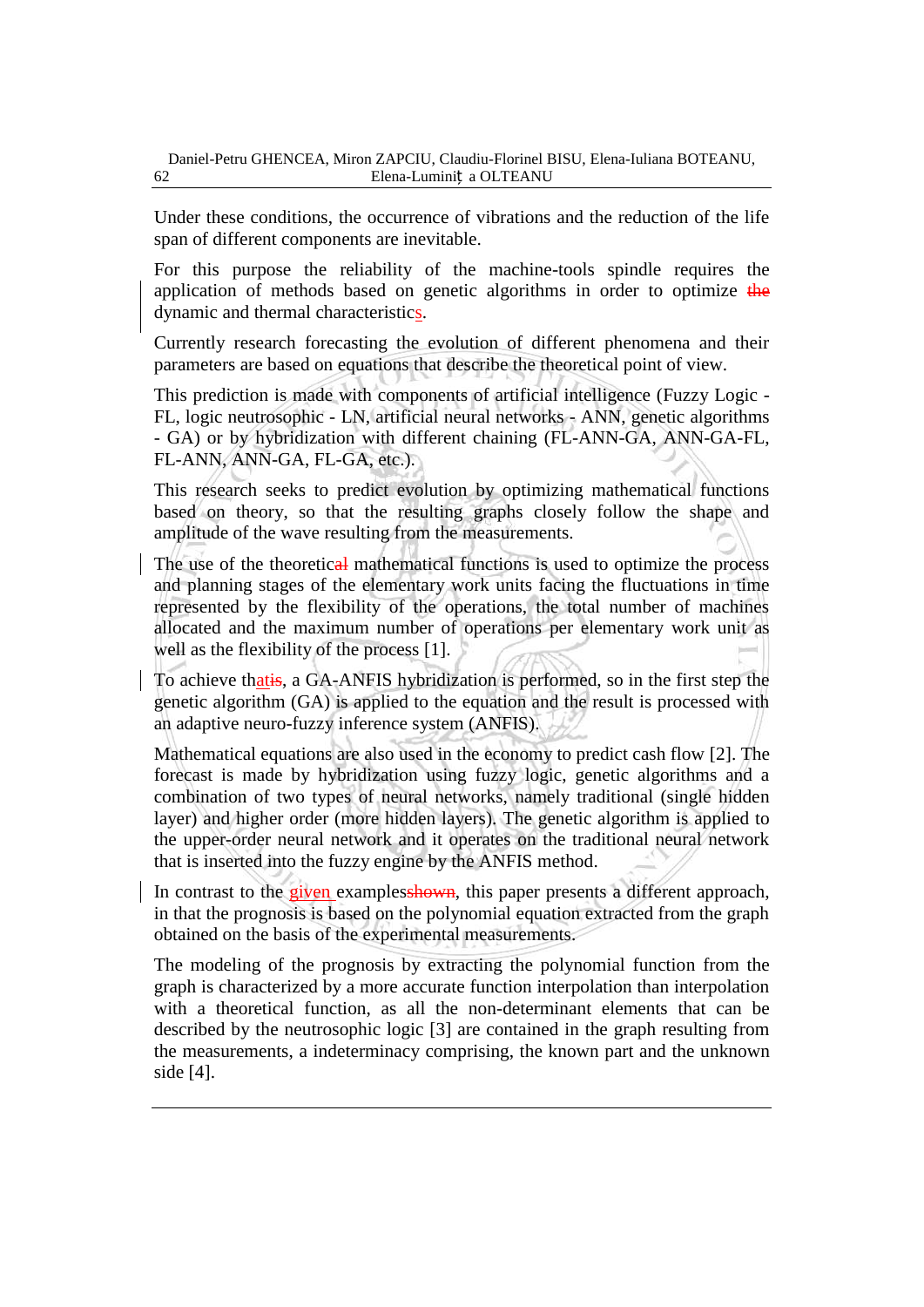Under these conditions, the occurrence of vibrations and the reduction of the life span of different components are inevitable.

For this purpose the reliability of the machine-tools spindle requires the application of methods based on genetic algorithms in order to optimize dynamic and thermal characteristics.

Currently research forecasting the evolution of different phenomena and their parameters are based on equations that describe the theoretical point of view.

This prediction is made with components of artificial intelligence (Fuzzy Logic - FL, logic neutrosophic - LN, artificial neural networks - ANN, genetic algorithms - GA) or by hybridization with different chaining (FL-ANN-GA, ANN-GA-FL, FL-ANN, ANN-GA, FL-GA, etc.).

This research seeks to predict evolution by optimizing mathematical functions based on theory, so that the resulting graphs closely follow the shape and amplitude of the wave resulting from the measurements.

The use of the theoretic mathematical functions is used to optimize the process and planning stages of the elementary work units facing the fluctuations in time represented by the flexibility of the operations, the total number of machines allocated and the maximum number of operations per elementary work unit as well as the flexibility of the process [1].

To achieve that, a GA-ANFIS hybridization is performed, so in the first step the genetic algorithm (GA) is applied to the equation and the result is processed with an adaptive neuro-fuzzy inference system (ANFIS).

Mathematical equations are also used in the economy to predict cash flow [2]. The forecast is made by hybridization using fuzzy logic, genetic algorithms and a combination of two types of neural networks, namely traditional (single hidden layer) and higher order (more hidden layers). The genetic algorithm is applied to the upper-order neural network and it operates on the traditional neural network that is inserted into the fuzzy engine by the ANFIS method.

In contrast to the given examples, this paper presents a different approach, in that the prognosis is based on the polynomial equation extracted from the graph obtained on the basis of the experimental measurements.

The modeling of the prognosis by extracting the polynomial function from the graph is characterized by a more accurate function interpolation than interpolation with a theoretical function, as all the non-determinant elements that can be described by the neutrosophic logic [3] are contained in the graph resulting from the measurements, a indeterminacy comprising, the known part and the unknown side [4].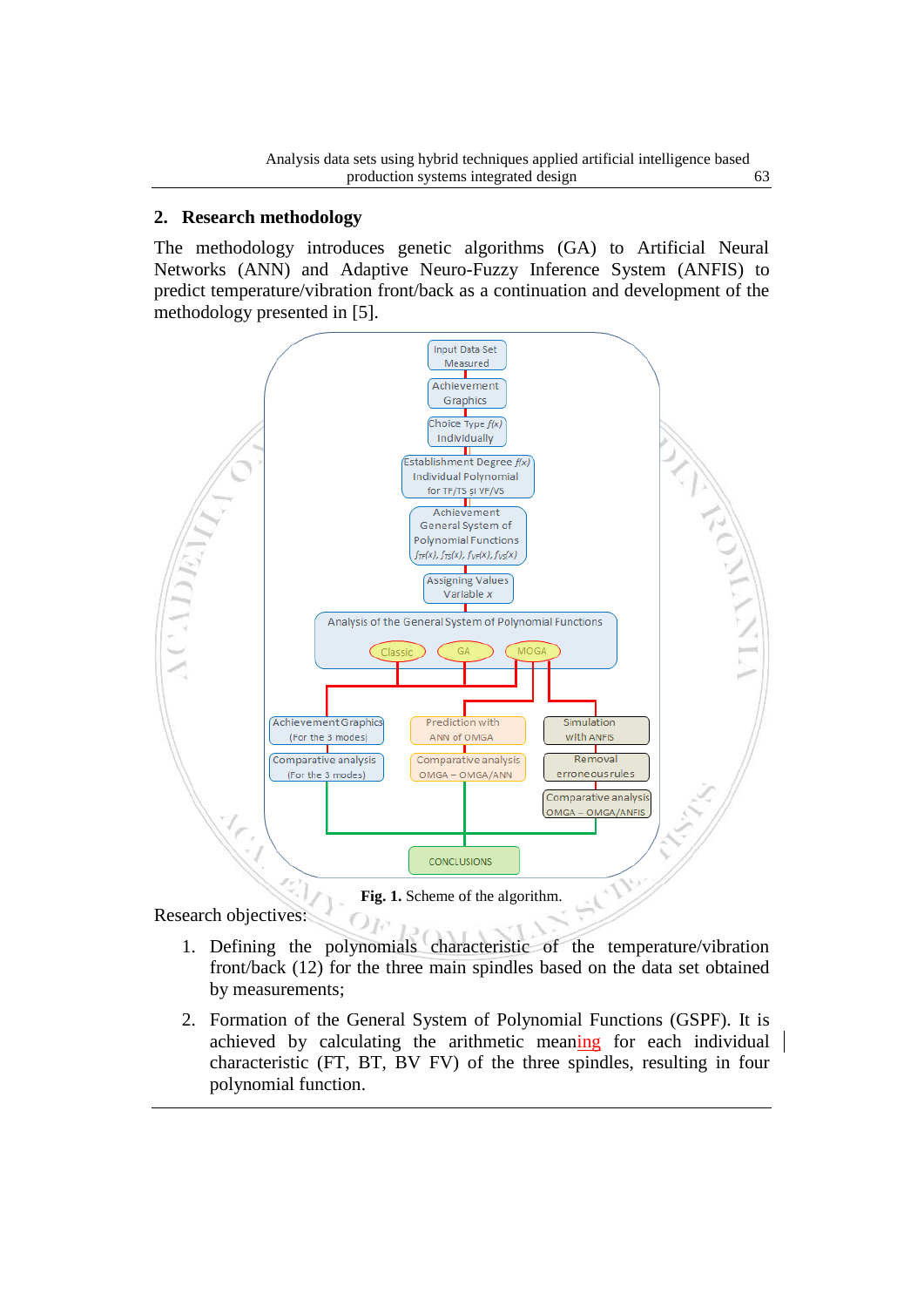## 2. Research methodology

The methodology introduces genetic algorithms (GA) to Artificial Neural Networks (ANN) and Adaptive Neuro-Fuzzy Inference System (ANFIS) to predict temperature/vibration front/back as a continuation and development of the methodology presented in [5].

Input Data Set Measured

Achievement Graphics

Choice Type $f(x)$ Individually

Establishment Degree $f(x)$ Individual Polynomial for TF/TS și VF/VS

Achievement General System of Polynomial Functions $f_{TF}(x)$, $f_{TS}(x)$, $f_{VF}(x)$, $f_{VS}(x)$

Assigning Values Variable $x$

Analysis of the General System of Polynomial Functions

Classic

GA

MOGA

Achievement Graphics (For the 3 modes)

Comparative analysis (For the 3 modes)

Prediction with ANN of OMGA

Comparative analysis OMGA – OMGA/ANN

Simulation with ANFIS

Removal erroneous rules

Comparative analysis OMGA – OMGA/ANFIS

CONCLUSIONS

**Fig. 1.** Scheme of the algorithm.

Research objectives:

1. Defining the polynomials characteristic of the temperature/vibration front/back (12) for the three main spindles based on the data set obtained by measurements;
2. Formation of the General System of Polynomial Functions (GSPF). It is achieved by calculating the arithmetic meaning for each individual characteristic (FT, BT, BV FV) of the three spindles, resulting in four polynomial function.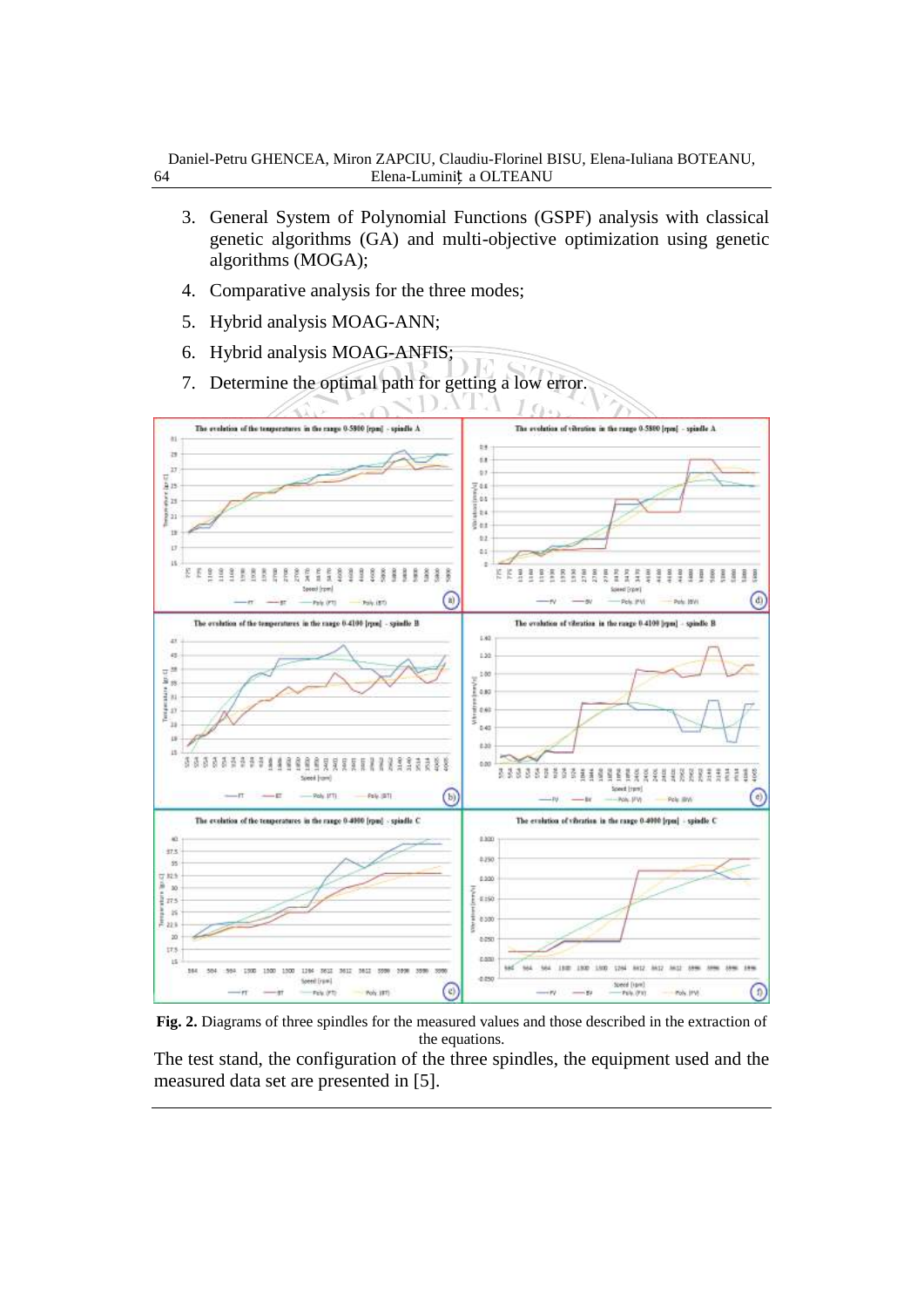3. General System of Polynomial Functions (GSPF) analysis with classical genetic algorithms (GA) and multi-objective optimization using genetic algorithms (MOGA);
4. Comparative analysis for the three modes;
5. Hybrid analysis MOAG-ANN;
6. Hybrid analysis MOAG-ANFIS;
7. Determine the optimal path for getting a low error.

The evolution of the temperatures in the range 0-5800 [rpm] - spindle A

The evolution of vibration in the range 0-5800 [rpm] - spindle A

The evolution of the temperatures in the range 0-4100 [rpm] - spindle B

The evolution of vibration in the range 0-4100 [rpm] - spindle B

The evolution of the temperatures in the range 0-4000 [rpm] - spindle C

The evolution of vibration in the range 0-4000 [rpm] - spindle C

a) b) c) d) e) f)

**Fig. 2.** Diagrams of three spindles for the measured values and those described in the extraction of the equations.

The test stand, the configuration of the three spindles, the equipment used and the measured data set are presented in [5].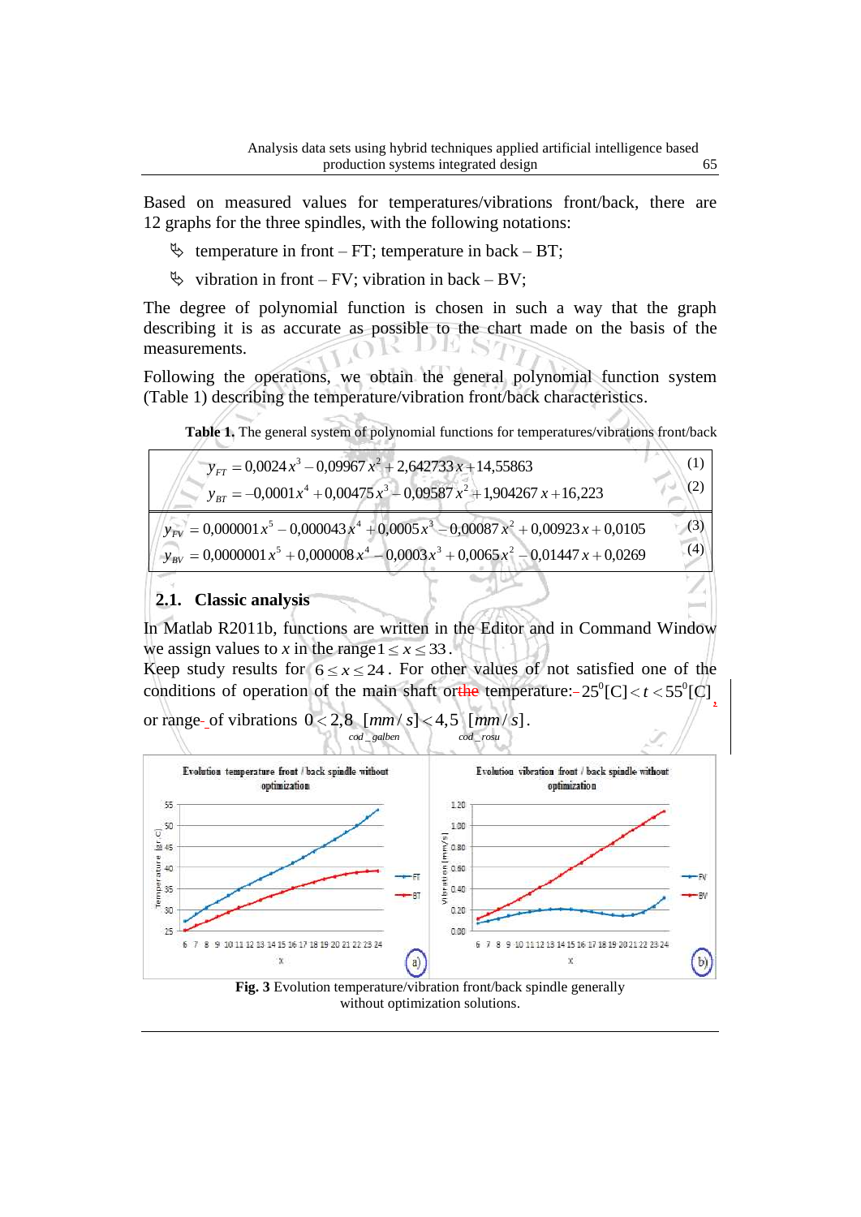Based on measured values for temperatures/vibrations front/back, there are 12 graphs for the three spindles, with the following notations:

- temperature in front – FT; temperature in back – BT;
- vibration in front – FV; vibration in back – BV;

The degree of polynomial function is chosen in such a way that the graph describing it is as accurate as possible to the chart made on the basis of the measurements.

Following the operations, we obtain the general polynomial function system (Table 1) describing the temperature/vibration front/back characteristics.

**Table 1.** The general system of polynomial functions for temperatures/vibrations front/back

| | |
|---|---|
| $y_{FT} = 0{,}0024\,x^3 - 0{,}09967\,x^2 + 2{,}642733\,x + 14{,}55863$ | (1) |
| $y_{BT} = -0{,}0001\,x^4 + 0{,}00475\,x^3 - 0{,}09587\,x^2 + 1{,}904267\,x + 16{,}223$ | (2) |
| $y_{FV} = 0{,}000001\,x^5 - 0{,}000043\,x^4 + 0{,}0005\,x^3 - 0{,}00087\,x^2 + 0{,}00923\,x + 0{,}0105$ | (3) |
| $y_{BV} = 0{,}0000001\,x^5 + 0{,}000008\,x^4 - 0{,}0003\,x^3 + 0{,}0065\,x^2 - 0{,}01447\,x + 0{,}0269$ | (4) |

## 2.1. Classic analysis

In Matlab R2011b, functions are written in the Editor and in Command Window we assign values to $x$ in the range $1 \le x \le 33$.

Keep study results for $6 \le x \le 24$. For other values of not satisfied one of the conditions of operation of the main shaft or the temperature: $-25^0[\mathrm{C}] < t < 55^0[\mathrm{C}]$ or range of vibrations $0 < \underset{cod\_galben}{2{,}8}\ [mm/s] < \underset{cod\_rosu}{4{,}5}\ [mm/s]$.

**Fig. 3** Evolution temperature/vibration front/back spindle generally without optimization solutions.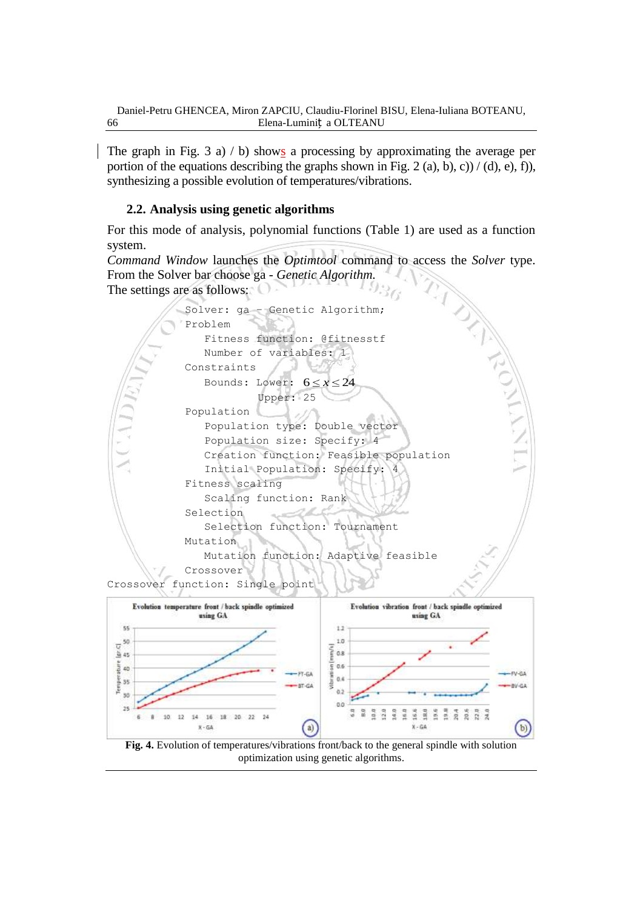The graph in Fig. 3 a) / b) shows a processing by approximating the average per portion of the equations describing the graphs shown in Fig. 2 (a), b), c)) / (d), e), f)), synthesizing a possible evolution of temperatures/vibrations.

### 2.2. Analysis using genetic algorithms

For this mode of analysis, polynomial functions (Table 1) are used as a function system.

*Command Window* launches the *Optimtool* command to access the *Solver* type. From the Solver bar choose ga - *Genetic Algorithm.*

The settings are as follows:

```
Solver: ga - Genetic Algorithm;
Problem
   Fitness function: @fitnesstf
   Number of variables: 1
Constraints
   Bounds: Lower: 6 ≤ x ≤ 24
           Upper: 25
Population
   Population type: Double vector
   Population size: Specify: 4
   Creation function: Feasible population
   Initial Population: Specify: 4
Fitness scaling
   Scaling function: Rank
Selection
   Selection function: Tournament
Mutation
   Mutation function: Adaptive feasible
Crossover
Crossover function: Single point
```

Evolution temperature front / back spindle optimized using GA

Temperature [gr.C]

55
50
45
40
35
30
25

6 8 10 12 14 16 18 20 22 24

X - GA

FT-GA
BT-GA

a)

Evolution vibration front / back spindle optimized using GA

Vibration [mm/s]

1.2
1.0
0.8
0.6
0.4
0.2
0.0

6.0 8.0 10.0 12.0 14.0 16.0 16.6 18.0 19.6 19.8 20.4 20.6 22.0 24.0

X - GA

FV-GA
BV-GA

b)

**Fig. 4.** Evolution of temperatures/vibrations front/back to the general spindle with solution optimization using genetic algorithms.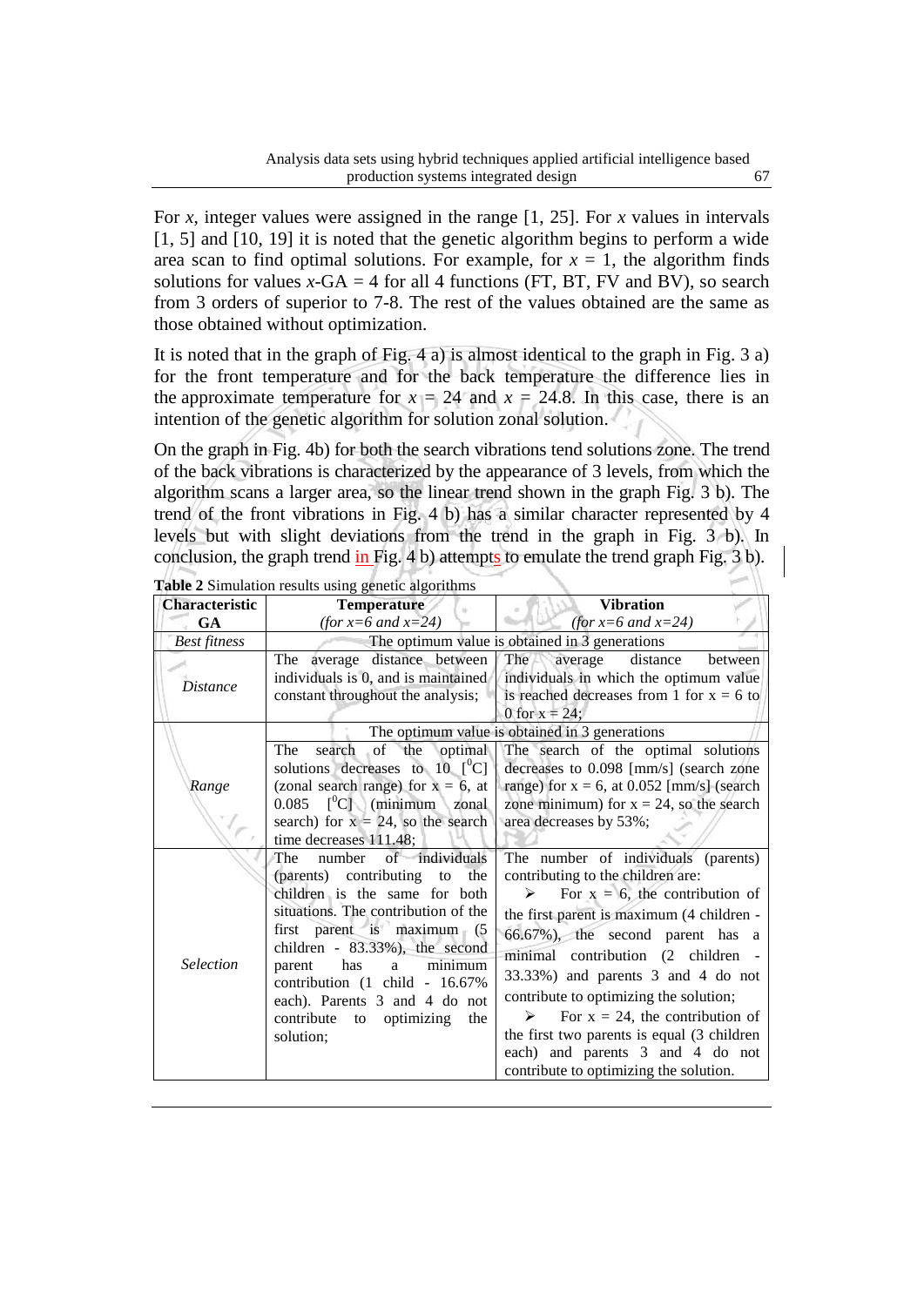For $x$, integer values were assigned in the range [1, 25]. For $x$ values in intervals [1, 5] and [10, 19] it is noted that the genetic algorithm begins to perform a wide area scan to find optimal solutions. For example, for $x = 1$, the algorithm finds solutions for values $x$-GA = 4 for all 4 functions (FT, BT, FV and BV), so search from 3 orders of superior to 7-8. The rest of the values obtained are the same as those obtained without optimization.

It is noted that in the graph of Fig. 4 a) is almost identical to the graph in Fig. 3 a) for the front temperature and for the back temperature the difference lies in the approximate temperature for $x = 24$ and $x = 24.8$. In this case, there is an intention of the genetic algorithm for solution zonal solution.

On the graph in Fig. 4b) for both the search vibrations tend solutions zone. The trend of the back vibrations is characterized by the appearance of 3 levels, from which the algorithm scans a larger area, so the linear trend shown in the graph Fig. 3 b). The trend of the front vibrations in Fig. 4 b) has a similar character represented by 4 levels but with slight deviations from the trend in the graph in Fig. 3 b). In conclusion, the graph trend in Fig. 4 b) attempts to emulate the trend graph Fig. 3 b).

**Table 2** Simulation results using genetic algorithms

| **Characteristic GA** | **Temperature** *(for x=6 and x=24)* | **Vibration** *(for x=6 and x=24)* |
|---|---|---|
| *Best fitness* | The optimum value is obtained in 3 generations | |
| *Distance* | The average distance between individuals is 0, and is maintained constant throughout the analysis; | The average distance between individuals in which the optimum value is reached decreases from 1 for x = 6 to 0 for x = 24; |
| *Range* | The optimum value is obtained in 3 generations | |
| | The search of the optimal solutions decreases to 10 [$^0$C] (zonal search range) for x = 6, at 0.085 [$^0$C] (minimum zonal search) for x = 24, so the search time decreases 111.48; | The search of the optimal solutions decreases to 0.098 [mm/s] (search zone range) for x = 6, at 0.052 [mm/s] (search zone minimum) for x = 24, so the search area decreases by 53%; |
| *Selection* | The number of individuals (parents) contributing to the children is the same for both situations. The contribution of the first parent is maximum (5 children - 83.33%), the second parent has a minimum contribution (1 child - 16.67% each). Parents 3 and 4 do not contribute to optimizing the solution; | The number of individuals (parents) contributing to the children are: ➢ For x = 6, the contribution of the first parent is maximum (4 children - 66.67%), the second parent has a minimal contribution (2 children - 33.33%) and parents 3 and 4 do not contribute to optimizing the solution; ➢ For x = 24, the contribution of the first two parents is equal (3 children each) and parents 3 and 4 do not contribute to optimizing the solution. |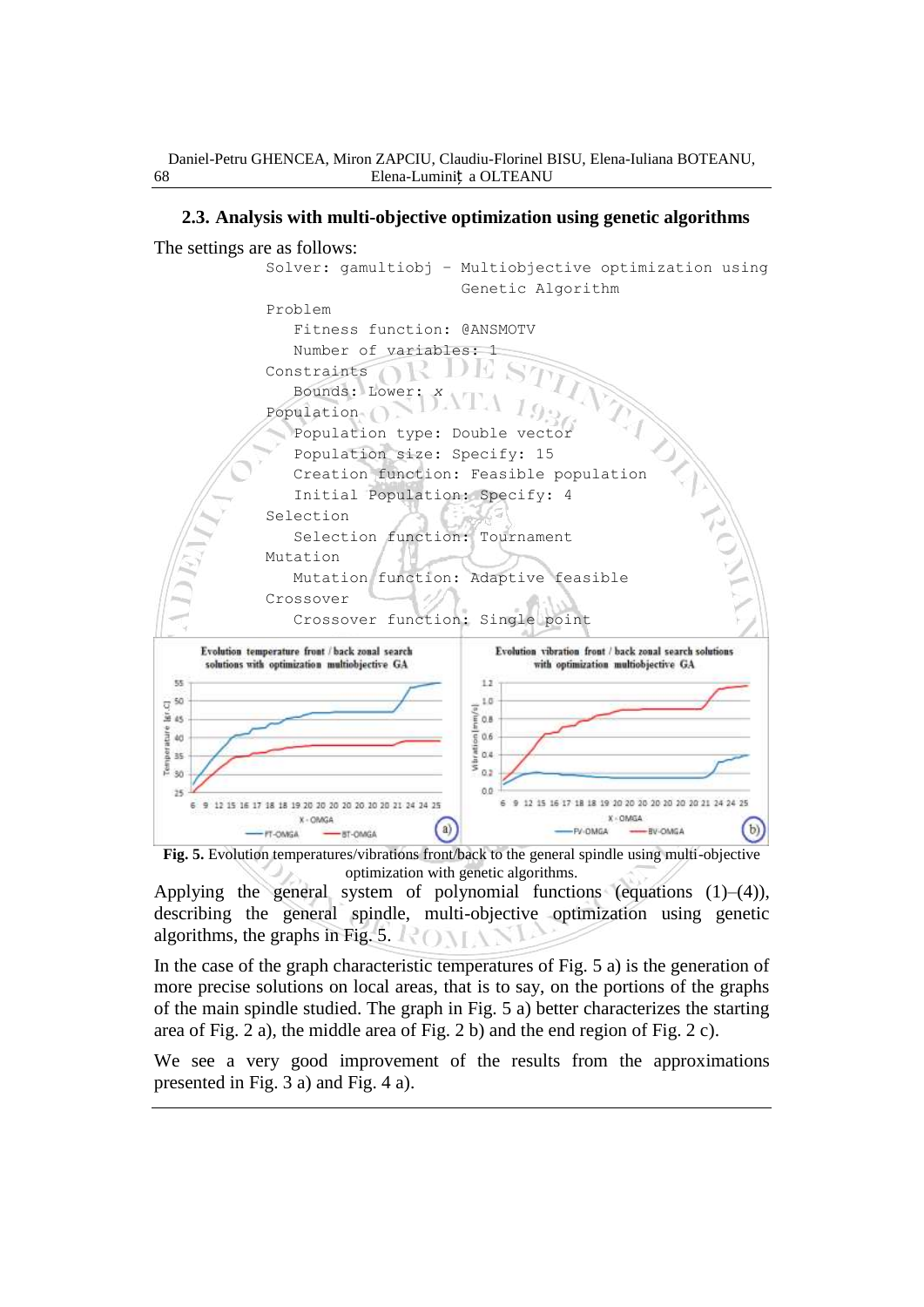### 2.3. Analysis with multi-objective optimization using genetic algorithms

The settings are as follows:

```
Solver: gamultiobj – Multiobjective optimization using
                     Genetic Algorithm
Problem
   Fitness function: @ANSMOTV
   Number of variables: 1
Constraints
   Bounds: Lower: x
Population
   Population type: Double vector
   Population size: Specify: 15
   Creation function: Feasible population
   Initial Population: Specify: 4
Selection
   Selection function: Tournament
Mutation
   Mutation function: Adaptive feasible
Crossover
   Crossover function: Single point
```

Evolution temperature front / back zonal search solutions with optimization multiobjective GA

Temperature [gr.C]

55
50
45
40
35
30
25

6 9 12 15 16 17 18 18 19 20 20 20 20 20 20 20 21 24 24 25

X - OMGA

FT-OMGA BT-OMGA

a)

Evolution vibration front / back zonal search solutions with optimization multiobjective GA

Vibration [mm/s]

1.2
1.0
0.8
0.6
0.4
0.2
0.0

6 9 12 15 16 17 18 18 19 20 20 20 20 20 20 20 21 24 24 25

X - OMGA

FV-OMGA BV-OMGA

b)

**Fig. 5.** Evolution temperatures/vibrations front/back to the general spindle using multi-objective optimization with genetic algorithms.

Applying the general system of polynomial functions (equations (1)–(4)), describing the general spindle, multi-objective optimization using genetic algorithms, the graphs in Fig. 5.

In the case of the graph characteristic temperatures of Fig. 5 a) is the generation of more precise solutions on local areas, that is to say, on the portions of the graphs of the main spindle studied. The graph in Fig. 5 a) better characterizes the starting area of Fig. 2 a), the middle area of Fig. 2 b) and the end region of Fig. 2 c).

We see a very good improvement of the results from the approximations presented in Fig. 3 a) and Fig. 4 a).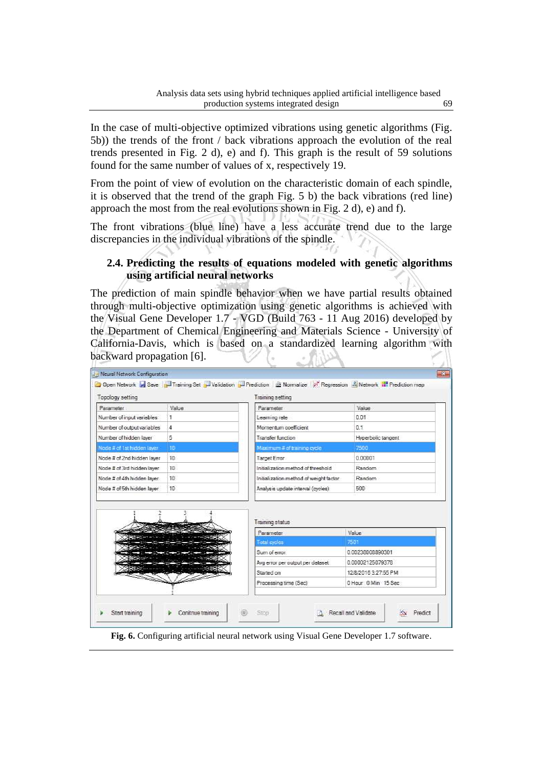In the case of multi-objective optimized vibrations using genetic algorithms (Fig. 5b)) the trends of the front / back vibrations approach the evolution of the real trends presented in Fig. 2 d), e) and f). This graph is the result of 59 solutions found for the same number of values of x, respectively 19.

From the point of view of evolution on the characteristic domain of each spindle, it is observed that the trend of the graph Fig. 5 b) the back vibrations (red line) approach the most from the real evolutions shown in Fig. 2 d), e) and f).

The front vibrations (blue line) have a less accurate trend due to the large discrepancies in the individual vibrations of the spindle.

### 2.4. Predicting the results of equations modeled with genetic algorithms using artificial neural networks

The prediction of main spindle behavior when we have partial results obtained through multi-objective optimization using genetic algorithms is achieved with the Visual Gene Developer 1.7 - VGD (Build 763 - 11 Aug 2016) developed by the Department of Chemical Engineering and Materials Science - University of California-Davis, which is based on a standardized learning algorithm with backward propagation [6].

Neural Network Configuration

Open Network | Save | Training Set | Validation | Prediction | Normalize | Regression | Network | Prediction map

Topology setting

| Parameter | Value |
|---|---|
| Number of input variables | 1 |
| Number of output variables | 4 |
| Number of hidden layer | 5 |
| Node # of 1st hidden layer | 10 |
| Node # of 2nd hidden layer | 10 |
| Node # of 3rd hidden layer | 10 |
| Node # of 4th hidden layer | 10 |
| Node # of 5th hidden layer | 10 |

Training setting

| Parameter | Value |
|---|---|
| Learning rate | 0.01 |
| Momentum coefficient | 0.1 |
| Transfer function | Hyperbolic tangent |
| Maximum # of training cycle | 7500 |
| Target Error | 0.00001 |
| Initialization method of threshold | Random |
| Initialization method of weight factor | Random |
| Analysis update interval (cycles) | 500 |

Training status

| Parameter | Value |
|---|---|
| Total cycles | 7501 |
| Sum of error | 0.002380088890301 |
| Avg error per output per dataset | 0.000021250793?8 |
| Started on | 12/8/2016 3:27:55 PM |
| Processing time (Sec) | 0 Hour 0 Min 15 Sec |

Start training | Conitnue training | Stop | Recall and Validate | Predict

**Fig. 6.** Configuring artificial neural network using Visual Gene Developer 1.7 software.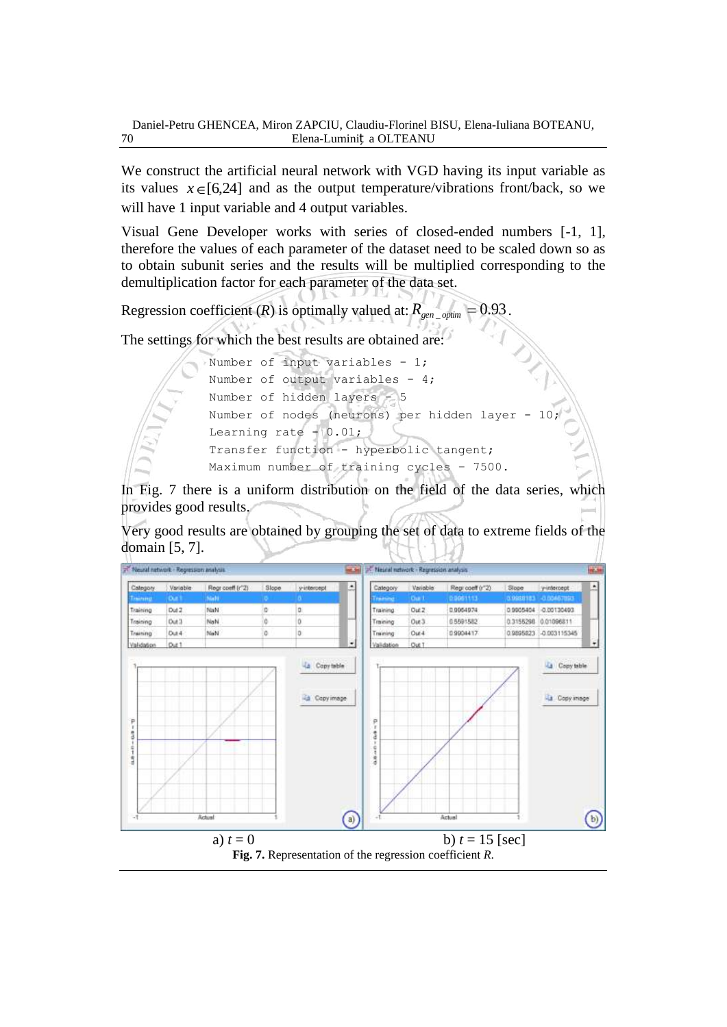We construct the artificial neural network with VGD having its input variable as its values $x \in [6,24]$ and as the output temperature/vibrations front/back, so we will have 1 input variable and 4 output variables.

Visual Gene Developer works with series of closed-ended numbers [-1, 1], therefore the values of each parameter of the dataset need to be scaled down so as to obtain subunit series and the results will be multiplied corresponding to the demultiplication factor for each parameter of the data set.

Regression coefficient ($R$) is optimally valued at: $R_{gen\_optim} = 0.93$.

The settings for which the best results are obtained are:

```
Number of input variables - 1;
Number of output variables - 4;
Number of hidden layers - 5
Number of nodes (neurons) per hidden layer - 10;
Learning rate - 0.01;
Transfer function - hyperbolic tangent;
Maximum number of training cycles - 7500.
```

In Fig. 7 there is a uniform distribution on the field of the data series, which provides good results.

Very good results are obtained by grouping the set of data to extreme fields of the domain [5, 7].

Neural network - Regression analysis

| Category | Variable | Regr coeff (r^2) | Slope | y-intercept |
|---|---|---|---|---|
| Training | Out 1 | NaN | 0 | 0 |
| Training | Out 2 | NaN | 0 | 0 |
| Training | Out 3 | NaN | 0 | 0 |
| Training | Out 4 | NaN | 0 | 0 |
| Validation | Out 1 | | | |

Copy table
Copy image
1
-1
Predicted
Actual
1
a)

Neural network - Regression analysis

| Category | Variable | Regr coeff (r^2) | Slope | y-intercept |
|---|---|---|---|---|
| Training | Out 1 | 0.9961113 | 0.9988183 | -0.00467893 |
| Training | Out 2 | 0.9964974 | 0.9905404 | -0.00130493 |
| Training | Out 3 | 0.5591582 | 0.3155298 | 0.01096811 |
| Training | Out 4 | 0.9904417 | 0.9895823 | -0.003115345 |
| Validation | Out 1 | | | |

Copy table
Copy image
1
-1
Predicted
Actual
1
b)

a) $t = 0$ b) $t = 15$ [sec]

**Fig. 7.** Representation of the regression coefficient *R*.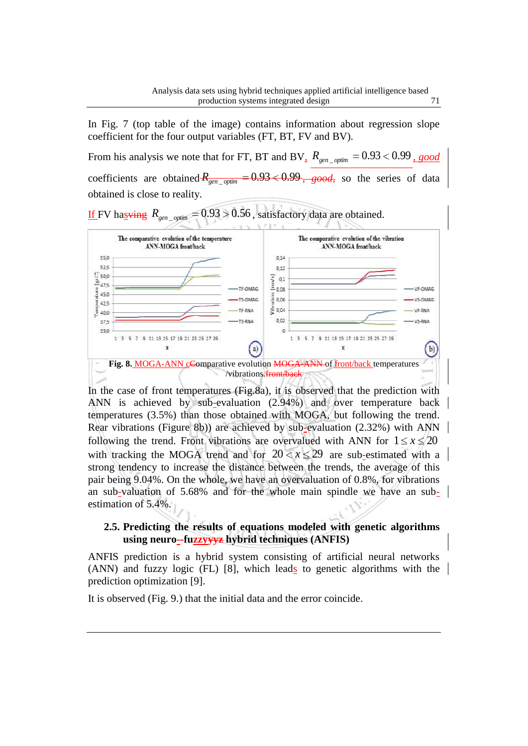In Fig. 7 (top table of the image) contains information about regression slope coefficient for the four output variables (FT, BT, FV and BV).

From his analysis we note that for FT, BT and BV, $R_{gen\_optim} = 0.93 < 0.99$, good coefficients are obtained $R_{gen\_optim} = 0.93 < 0.99$, good, so the series of data obtained is close to reality.

If FV hasving $R_{gen\_optim} = 0.93 > 0.56$, satisfactory data are obtained.

The comparative evolution of the temperature
ANN-MOGA front/back

55,0
52,5
50,0
47,5
45,0
42,5
40,0
37,5
35,0

Temperature [grC]

1 3 5 7 9 11 13 15 17 19 21 23 25 27 29

x

TF-OMAG
TS-OMAG
TF-RNA
TS-RNA

a)

The comparative evolution of the vibration
ANN-MOGA front/back

0,14
0,12
0,1
0,08
0,06
0,04
0,02
0

Vibration [mm/s]

1 3 5 7 9 11 13 15 17 19 21 23 25 27 29

x

VF-OMAG
VS-OMAG
VF-RNA
VS-RNA

b)

**Fig. 8.** MOGA-ANN cComparative evolution MOGA-ANN of front/back temperatures /vibrations.front/back

In the case of front temperatures (Fig.8a), it is observed that the prediction with ANN is achieved by sub-evaluation (2.94%) and over temperature back temperatures (3.5%) than those obtained with MOGA, but following the trend. Rear vibrations (Figure 8b)) are achieved by sub-evaluation (2.32%) with ANN following the trend. Front vibrations are overvalued with ANN for $1 \leq x \leq 20$ with tracking the MOGA trend and for $20 < x \leq 29$ are sub-estimated with a strong tendency to increase the distance between the trends, the average of this pair being 9.04%. On the whole, we have an overvaluation of 0.8%, for vibrations an sub-valuation of 5.68% and for the whole main spindle we have an sub-estimation of 5.4%.

## 2.5. Predicting the results of equations modeled with genetic algorithms using neuro--fuzzyyyz hybrid techniques (ANFIS)

ANFIS prediction is a hybrid system consisting of artificial neural networks (ANN) and fuzzy logic (FL) [8], which leads to genetic algorithms with the prediction optimization [9].

It is observed (Fig. 9.) that the initial data and the error coincide.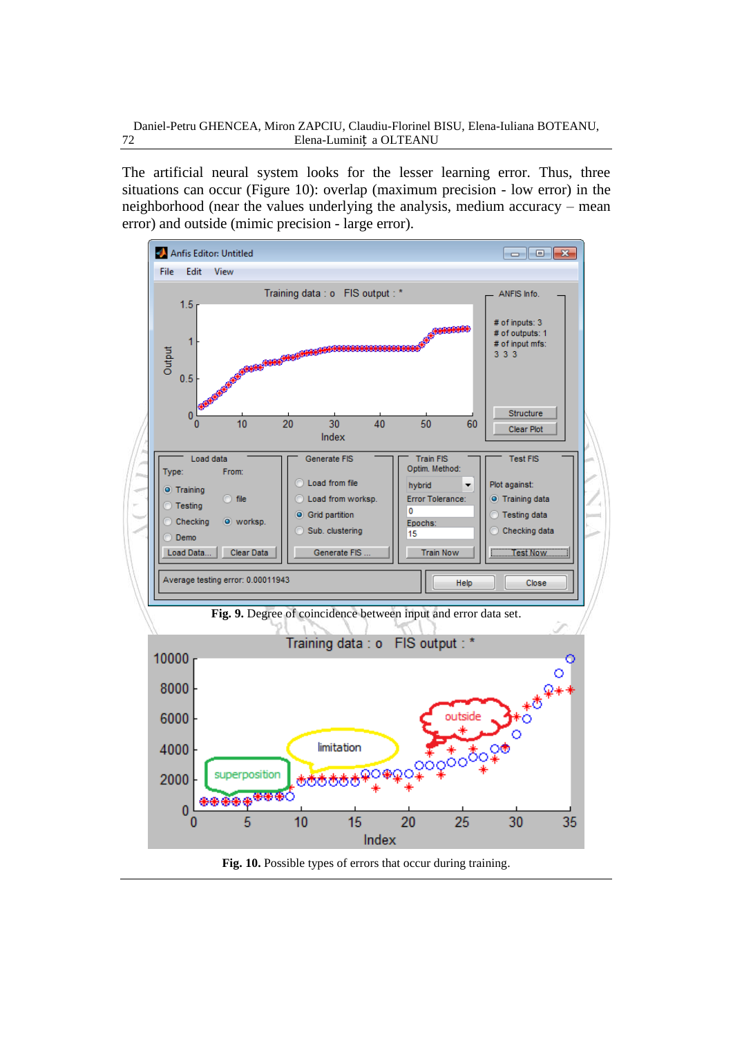The artificial neural system looks for the lesser learning error. Thus, three situations can occur (Figure 10): overlap (maximum precision - low error) in the neighborhood (near the values underlying the analysis, medium accuracy – mean error) and outside (mimic precision - large error).

Anfis Editor: Untitled

File Edit View

Training data : o FIS output : *

1.5
1
0.5
0
Output
0 10 20 30 40 50 60
Index

ANFIS Info.
# of inputs: 3
# of outputs: 1
# of input mfs:
3 3 3

Structure
Clear Plot

Load data
Type: From:
Training
Testing
Checking
Demo
file
worksp.
Load Data...
Clear Data

Generate FIS
Load from file
Load from worksp.
Grid partition
Sub. clustering
Generate FIS ...

Train FIS
Optim. Method:
hybrid
Error Tolerance:
0
Epochs:
15
Train Now

Test FIS
Plot against:
Training data
Testing data
Checking data
Test Now

Average testing error: 0.00011943

Help
Close

**Fig. 9.** Degree of coincidence between input and error data set.

Training data : o FIS output : *

10000
8000
6000
4000
2000
0
0 5 10 15 20 25 30 35
Index

superposition
limitation
outside

**Fig. 10.** Possible types of errors that occur during training.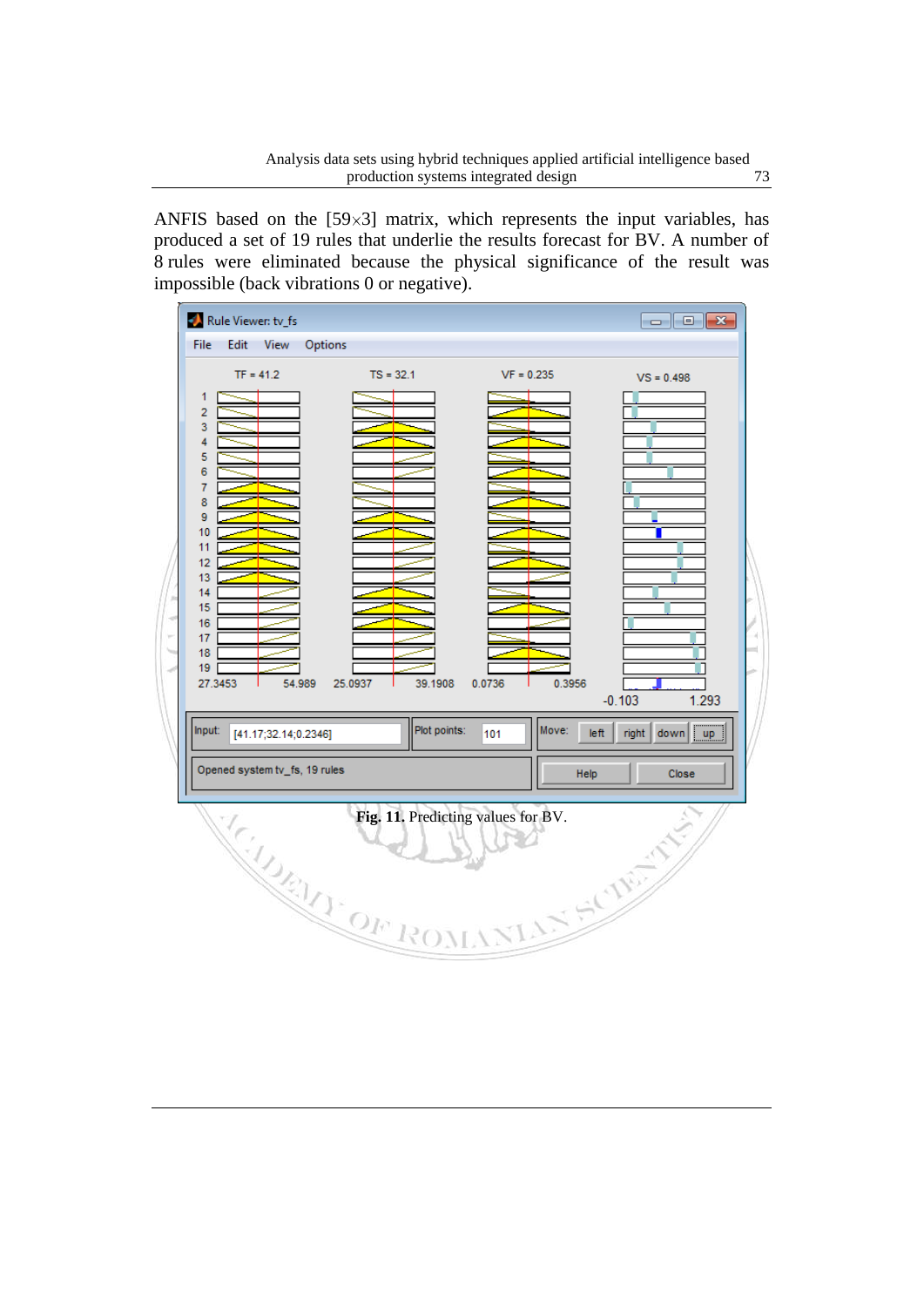ANFIS based on the [59×3] matrix, which represents the input variables, has produced a set of 19 rules that underlie the results forecast for BV. A number of 8 rules were eliminated because the physical significance of the result was impossible (back vibrations 0 or negative).

Rule Viewer: tv_fs

File Edit View Options

TF = 41.2 TS = 32.1 VF = 0.235 VS = 0.498

1
2
3
4
5
6
7
8
9
10
11
12
13
14
15
16
17
18
19

27.3453 54.989 25.0937 39.1908 0.0736 0.3956

-0.103 1.293

Input: [41.17;32.14;0.2346] Plot points: 101 Move: left right down up

Opened system tv_fs, 19 rules Help Close

**Fig. 11.** Predicting values for BV.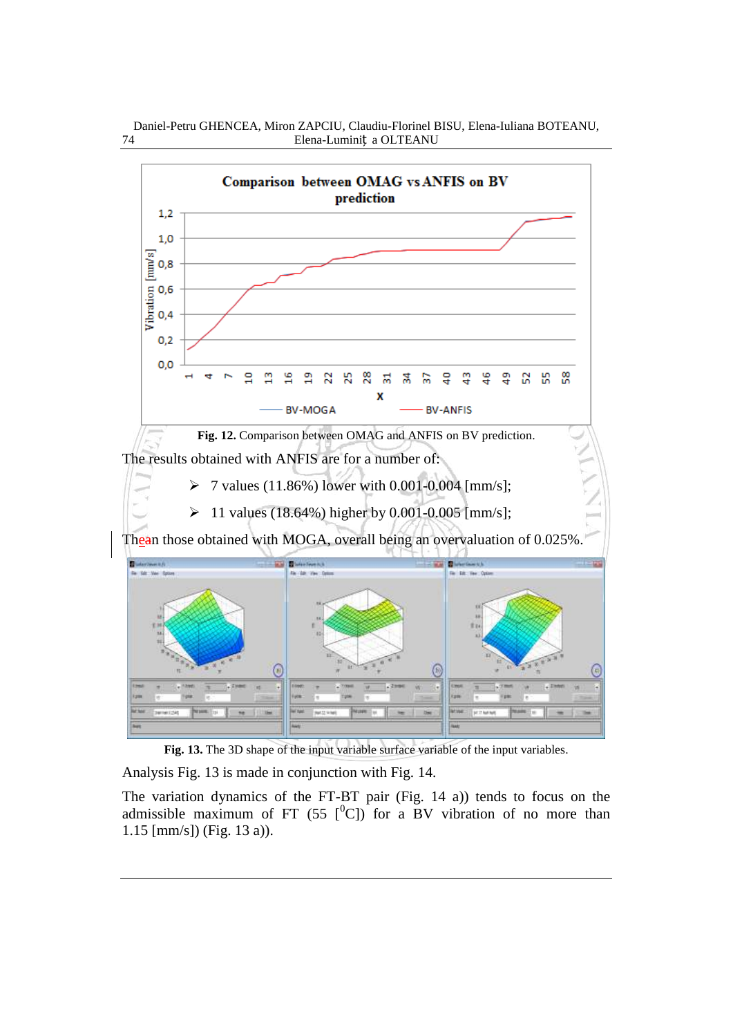Fig. 12. Comparison between OMAG and ANFIS on BV prediction.

The results obtained with ANFIS are for a number of:

- 7 values (11.86%) lower with 0.001-0.004 [mm/s];
- 11 values (18.64%) higher by 0.001-0.005 [mm/s];

Thean those obtained with MOGA, overall being an overvaluation of 0.025%.

Fig. 13. The 3D shape of the input variable surface variable of the input variables.

Analysis Fig. 13 is made in conjunction with Fig. 14.

The variation dynamics of the FT-BT pair (Fig. 14 a)) tends to focus on the admissible maximum of FT (55 [$^{0}$C]) for a BV vibration of no more than 1.15 [mm/s]) (Fig. 13 a)).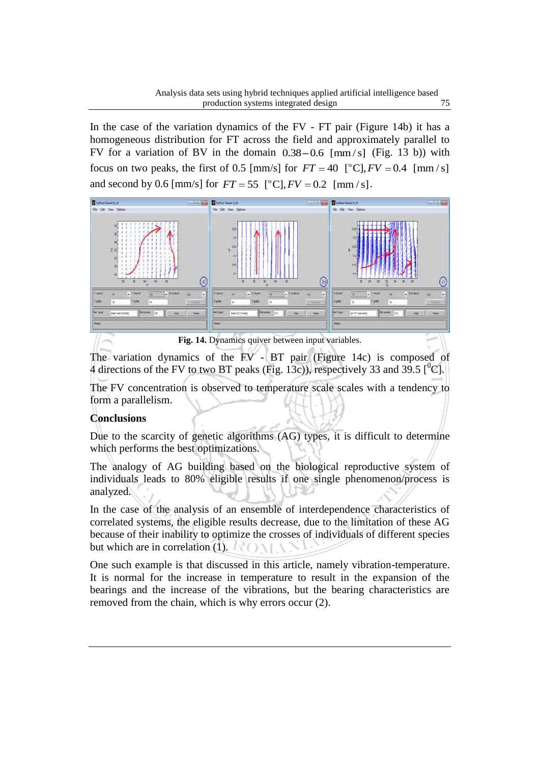In the case of the variation dynamics of the FV - FT pair (Figure 14b) it has a homogeneous distribution for FT across the field and approximately parallel to FV for a variation of BV in the domain $0.38-0.6$ [mm/s] (Fig. 13 b)) with focus on two peaks, the first of 0.5 [mm/s] for $FT = 40$ [°C], $FV = 0.4$ [mm/s] and second by 0.6 [mm/s] for $FT = 55$ [°C], $FV = 0.2$ [mm/s].

**Fig. 14.** Dynamics quiver between input variables.

The variation dynamics of the FV - BT pair (Figure 14c) is composed of 4 directions of the FV to two BT peaks (Fig. 13c)), respectively 33 and 39.5 [$^0$C].

The FV concentration is observed to temperature scale scales with a tendency to form a parallelism.

## Conclusions

Due to the scarcity of genetic algorithms (AG) types, it is difficult to determine which performs the best optimizations.

The analogy of AG building based on the biological reproductive system of individuals leads to 80% eligible results if one single phenomenon/process is analyzed.

In the case of the analysis of an ensemble of interdependence characteristics of correlated systems, the eligible results decrease, due to the limitation of these AG because of their inability to optimize the crosses of individuals of different species but which are in correlation (1).

One such example is that discussed in this article, namely vibration-temperature. It is normal for the increase in temperature to result in the expansion of the bearings and the increase of the vibrations, but the bearing characteristics are removed from the chain, which is why errors occur (2).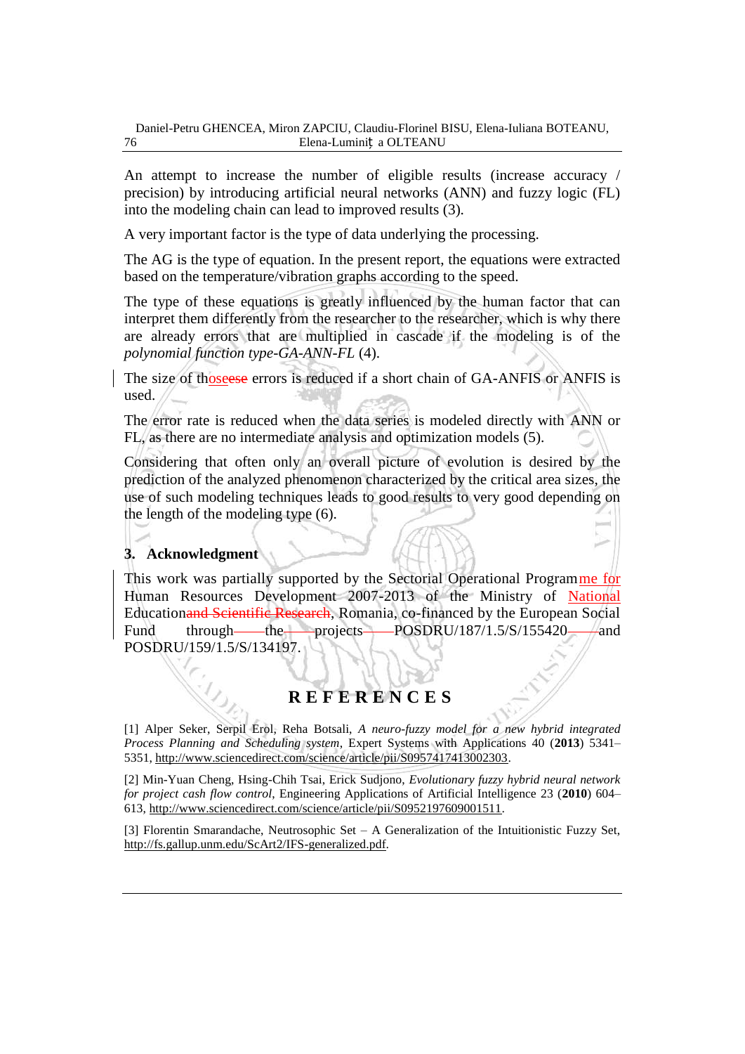An attempt to increase the number of eligible results (increase accuracy / precision) by introducing artificial neural networks (ANN) and fuzzy logic (FL) into the modeling chain can lead to improved results (3).

A very important factor is the type of data underlying the processing.

The AG is the type of equation. In the present report, the equations were extracted based on the temperature/vibration graphs according to the speed.

The type of these equations is greatly influenced by the human factor that can interpret them differently from the researcher to the researcher, which is why there are already errors that are multiplied in cascade if the modeling is of the *polynomial function type-GA-ANN-FL* (4).

The size of those~~ese~~ errors is reduced if a short chain of GA-ANFIS or ANFIS is used.

The error rate is reduced when the data series is modeled directly with ANN or FL, as there are no intermediate analysis and optimization models (5).

Considering that often only an overall picture of evolution is desired by the prediction of the analyzed phenomenon characterized by the critical area sizes, the use of such modeling techniques leads to good results to very good depending on the length of the modeling type (6).

## 3. Acknowledgment

This work was partially supported by the Sectorial Operational Programme for Human Resources Development 2007-2013 of the Ministry of National Education~~and Scientific Research~~, Romania, co-financed by the European Social Fund through the projects POSDRU/187/1.5/S/155420 and POSDRU/159/1.5/S/134197.

## R E F E R E N C E S

[1] Alper Seker, Serpil Erol, Reha Botsali, *A neuro-fuzzy model for a new hybrid integrated Process Planning and Scheduling system*, Expert Systems with Applications 40 (**2013**) 5341–5351, http://www.sciencedirect.com/science/article/pii/S0957417413002303.

[2] Min-Yuan Cheng, Hsing-Chih Tsai, Erick Sudjono, *Evolutionary fuzzy hybrid neural network for project cash flow control*, Engineering Applications of Artificial Intelligence 23 (**2010**) 604–613, http://www.sciencedirect.com/science/article/pii/S0952197609001511.

[3] Florentin Smarandache, Neutrosophic Set – A Generalization of the Intuitionistic Fuzzy Set, http://fs.gallup.unm.edu/ScArt2/IFS-generalized.pdf.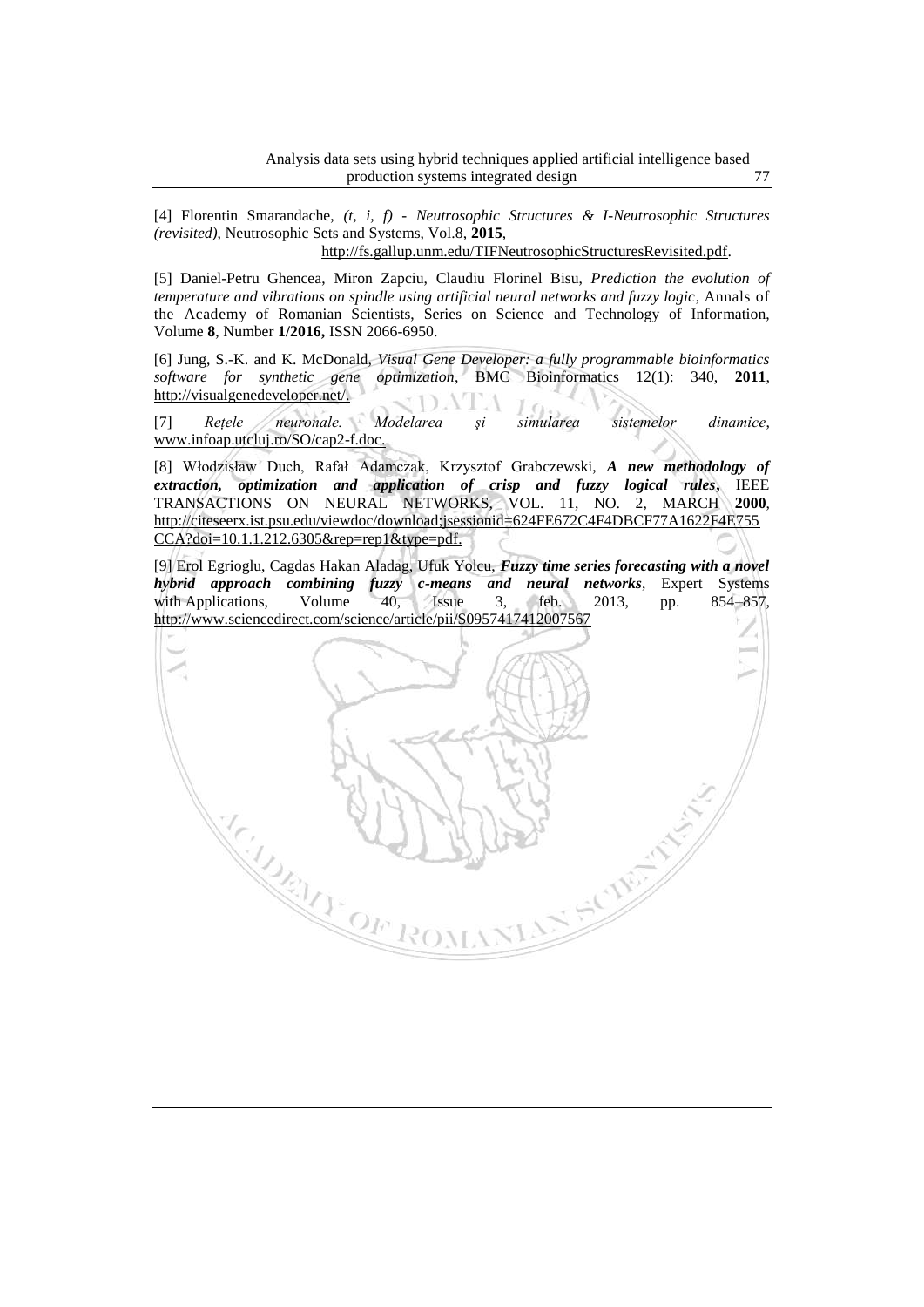[4] Florentin Smarandache, *(t, i, f) - Neutrosophic Structures & I-Neutrosophic Structures (revisited)*, Neutrosophic Sets and Systems, Vol.8, **2015**, http://fs.gallup.unm.edu/TIFNeutrosophicStructuresRevisited.pdf.

[5] Daniel-Petru Ghencea, Miron Zapciu, Claudiu Florinel Bisu, *Prediction the evolution of temperature and vibrations on spindle using artificial neural networks and fuzzy logic*, Annals of the Academy of Romanian Scientists, Series on Science and Technology of Information, Volume **8**, Number **1/2016,** ISSN 2066-6950.

[6] Jung, S.-K. and K. McDonald, *Visual Gene Developer: a fully programmable bioinformatics software for synthetic gene optimization*, BMC Bioinformatics 12(1): 340, **2011**, http://visualgenedeveloper.net/.

[7] *Rețele neuronale. Modelarea și simularea sistemelor dinamice*, www.infoap.utcluj.ro/SO/cap2-f.doc.

[8] Włodzisław Duch, Rafał Adamczak, Krzysztof Grabczewski, ***A new methodology of extraction, optimization and application of crisp and fuzzy logical rules***, IEEE TRANSACTIONS ON NEURAL NETWORKS, VOL. 11, NO. 2, MARCH **2000**, http://citeseerx.ist.psu.edu/viewdoc/download;jsessionid=624FE672C4F4DBCF77A1622F4E755CCA?doi=10.1.1.212.6305&rep=rep1&type=pdf.

[9] Erol Egrioglu, Cagdas Hakan Aladag, Ufuk Yolcu, ***Fuzzy time series forecasting with a novel hybrid approach combining fuzzy c-means and neural networks***, Expert Systems with Applications, Volume 40, Issue 3, feb. 2013, pp. 854–857, http://www.sciencedirect.com/science/article/pii/S0957417412007567